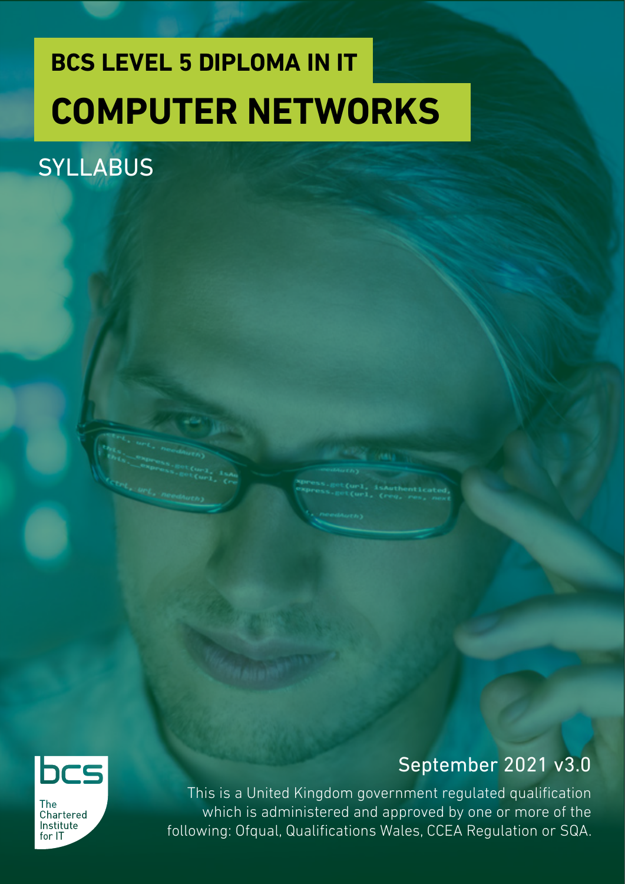# BCS LEVEL 5 DIPLOMA IN IT

# COMPUTER NETWORKS

## SYLLABUS

September 2021 v3.0

This is a United Kingdom government regulated qualification which is administered and approved by one or more of the following: Ofqual, Qualifications Wales, CCEA Regulation or SQA.

bcs

The Chartered Institute for IT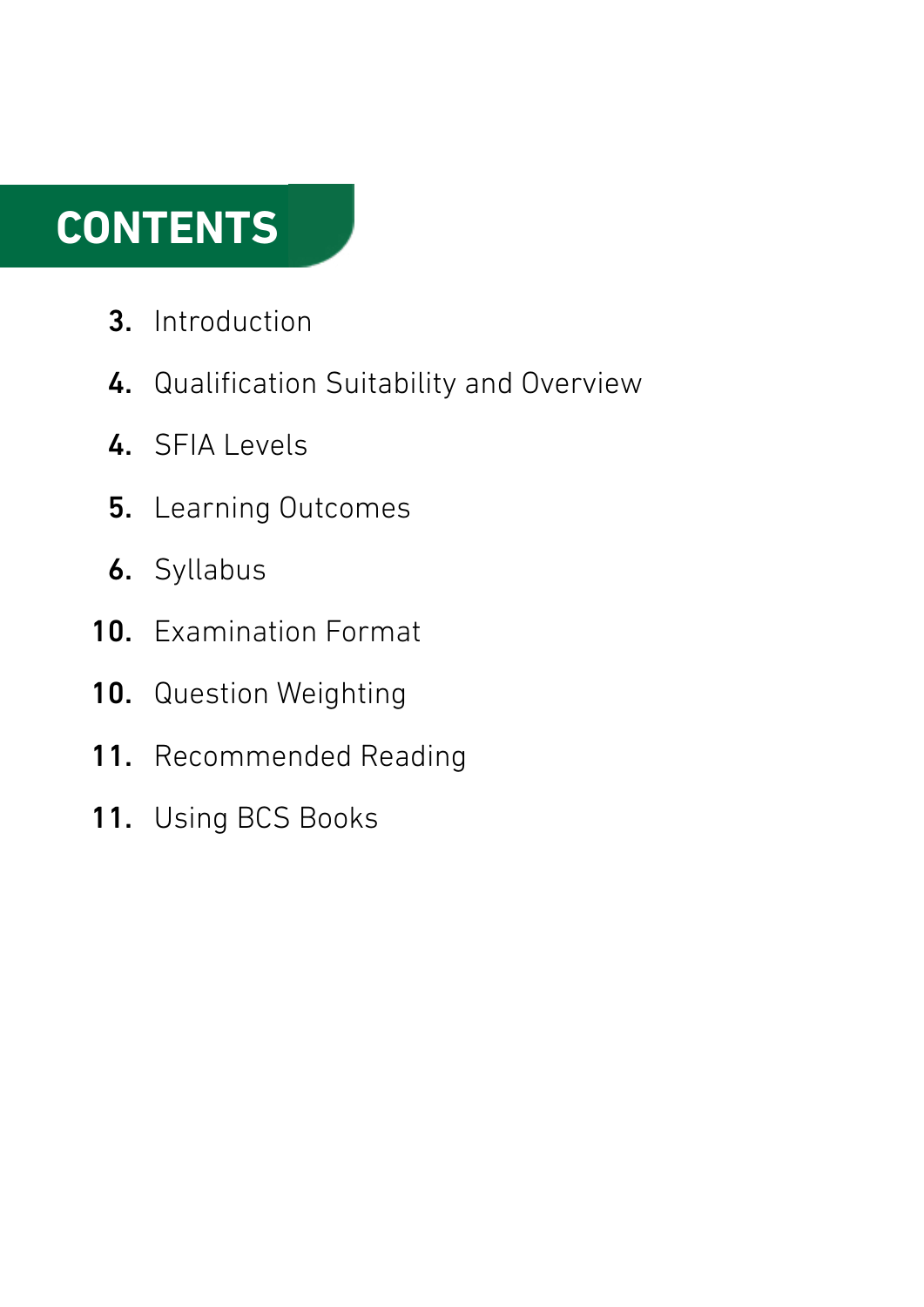# CONTENTS

**3.** Introduction

**4.** Qualification Suitability and Overview

**4.** SFIA Levels

**5.** Learning Outcomes

**6.** Syllabus

**10.** Examination Format

**10.** Question Weighting

**11.** Recommended Reading

**11.** Using BCS Books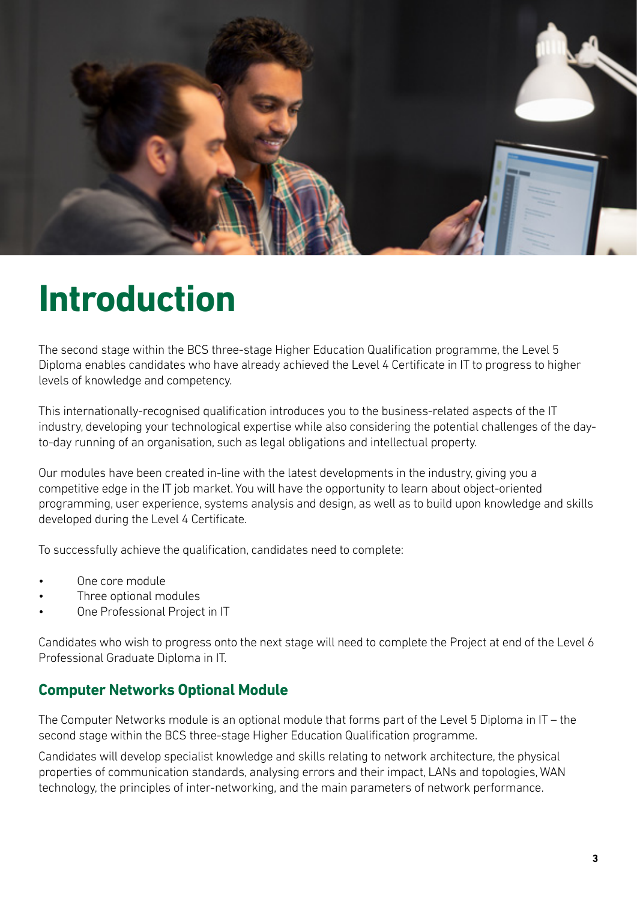# Introduction

The second stage within the BCS three-stage Higher Education Qualification programme, the Level 5 Diploma enables candidates who have already achieved the Level 4 Certificate in IT to progress to higher levels of knowledge and competency.

This internationally-recognised qualification introduces you to the business-related aspects of the IT industry, developing your technological expertise while also considering the potential challenges of the day-to-day running of an organisation, such as legal obligations and intellectual property.

Our modules have been created in-line with the latest developments in the industry, giving you a competitive edge in the IT job market. You will have the opportunity to learn about object-oriented programming, user experience, systems analysis and design, as well as to build upon knowledge and skills developed during the Level 4 Certificate.

To successfully achieve the qualification, candidates need to complete:

- One core module
- Three optional modules
- One Professional Project in IT

Candidates who wish to progress onto the next stage will need to complete the Project at end of the Level 6 Professional Graduate Diploma in IT.

## Computer Networks Optional Module

The Computer Networks module is an optional module that forms part of the Level 5 Diploma in IT – the second stage within the BCS three-stage Higher Education Qualification programme.

Candidates will develop specialist knowledge and skills relating to network architecture, the physical properties of communication standards, analysing errors and their impact, LANs and topologies, WAN technology, the principles of inter-networking, and the main parameters of network performance.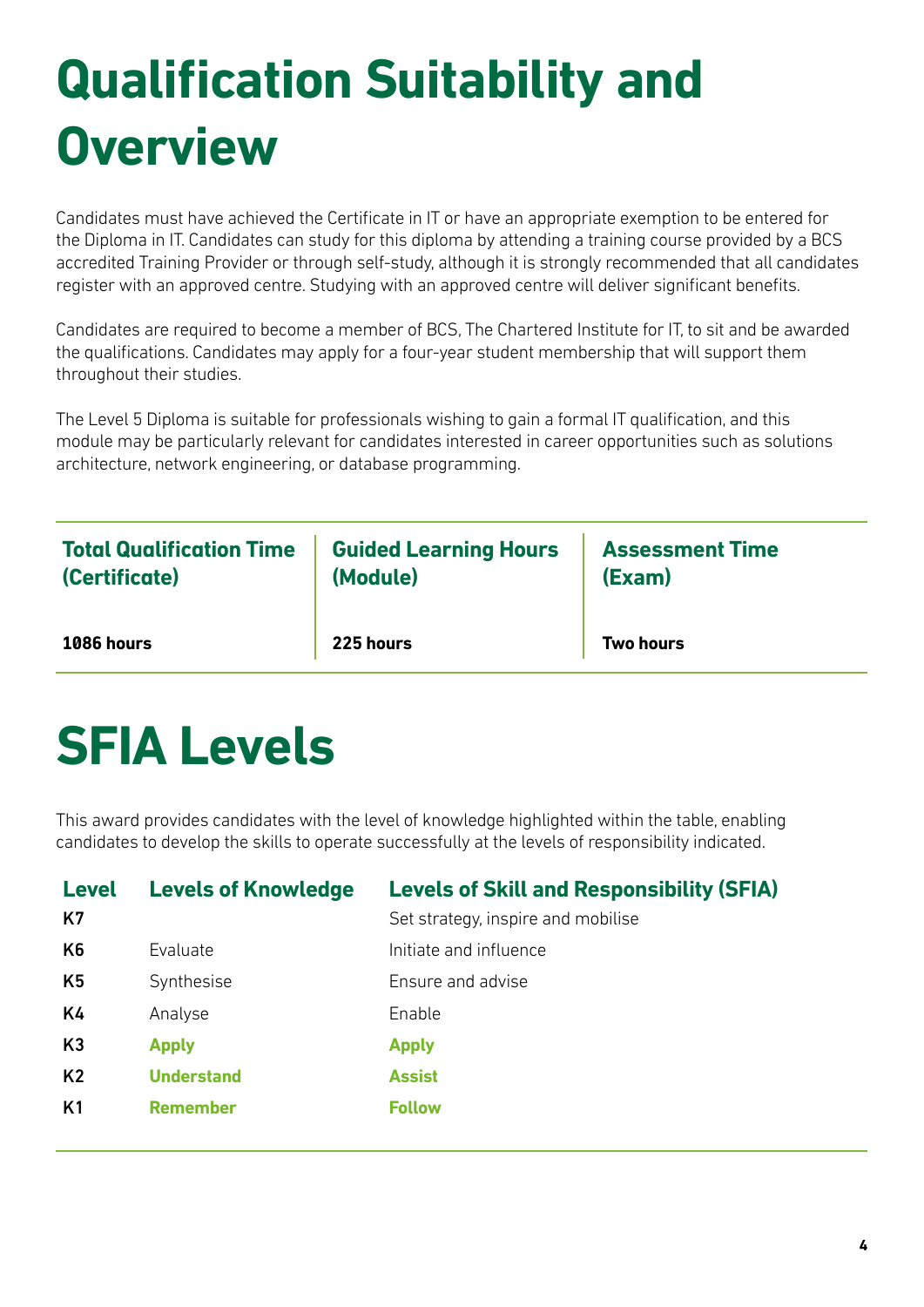# Qualification Suitability and Overview

Candidates must have achieved the Certificate in IT or have an appropriate exemption to be entered for the Diploma in IT. Candidates can study for this diploma by attending a training course provided by a BCS accredited Training Provider or through self-study, although it is strongly recommended that all candidates register with an approved centre. Studying with an approved centre will deliver significant benefits.

Candidates are required to become a member of BCS, The Chartered Institute for IT, to sit and be awarded the qualifications. Candidates may apply for a four-year student membership that will support them throughout their studies.

The Level 5 Diploma is suitable for professionals wishing to gain a formal IT qualification, and this module may be particularly relevant for candidates interested in career opportunities such as solutions architecture, network engineering, or database programming.

| Total Qualification Time (Certificate) | Guided Learning Hours (Module) | Assessment Time (Exam) |
| --- | --- | --- |
| **1086 hours** | **225 hours** | **Two hours** |

# SFIA Levels

This award provides candidates with the level of knowledge highlighted within the table, enabling candidates to develop the skills to operate successfully at the levels of responsibility indicated.

| Level | Levels of Knowledge | Levels of Skill and Responsibility (SFIA) |
| --- | --- | --- |
| **K7** | | Set strategy, inspire and mobilise |
| **K6** | Evaluate | Initiate and influence |
| **K5** | Synthesise | Ensure and advise |
| **K4** | Analyse | Enable |
| **K3** | **Apply** | **Apply** |
| **K2** | **Understand** | **Assist** |
| **K1** | **Remember** | **Follow** |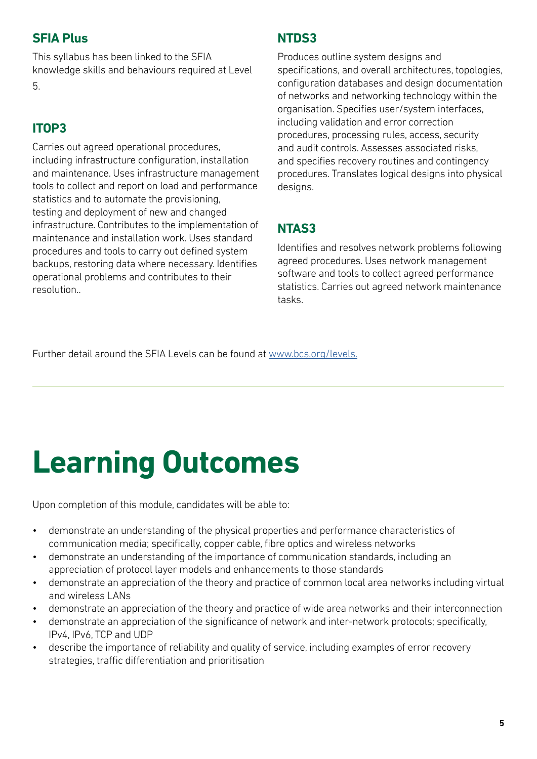### SFIA Plus

This syllabus has been linked to the SFIA knowledge skills and behaviours required at Level 5.

### ITOP3

Carries out agreed operational procedures, including infrastructure configuration, installation and maintenance. Uses infrastructure management tools to collect and report on load and performance statistics and to automate the provisioning, testing and deployment of new and changed infrastructure. Contributes to the implementation of maintenance and installation work. Uses standard procedures and tools to carry out defined system backups, restoring data where necessary. Identifies operational problems and contributes to their resolution..

### NTDS3

Produces outline system designs and specifications, and overall architectures, topologies, configuration databases and design documentation of networks and networking technology within the organisation. Specifies user/system interfaces, including validation and error correction procedures, processing rules, access, security and audit controls. Assesses associated risks, and specifies recovery routines and contingency procedures. Translates logical designs into physical designs.

### NTAS3

Identifies and resolves network problems following agreed procedures. Uses network management software and tools to collect agreed performance statistics. Carries out agreed network maintenance tasks.

Further detail around the SFIA Levels can be found at [www.bcs.org/levels.](http://www.bcs.org/levels)

---

# Learning Outcomes

Upon completion of this module, candidates will be able to:

- demonstrate an understanding of the physical properties and performance characteristics of communication media; specifically, copper cable, fibre optics and wireless networks
- demonstrate an understanding of the importance of communication standards, including an appreciation of protocol layer models and enhancements to those standards
- demonstrate an appreciation of the theory and practice of common local area networks including virtual and wireless LANs
- demonstrate an appreciation of the theory and practice of wide area networks and their interconnection
- demonstrate an appreciation of the significance of network and inter-network protocols; specifically, IPv4, IPv6, TCP and UDP
- describe the importance of reliability and quality of service, including examples of error recovery strategies, traffic differentiation and prioritisation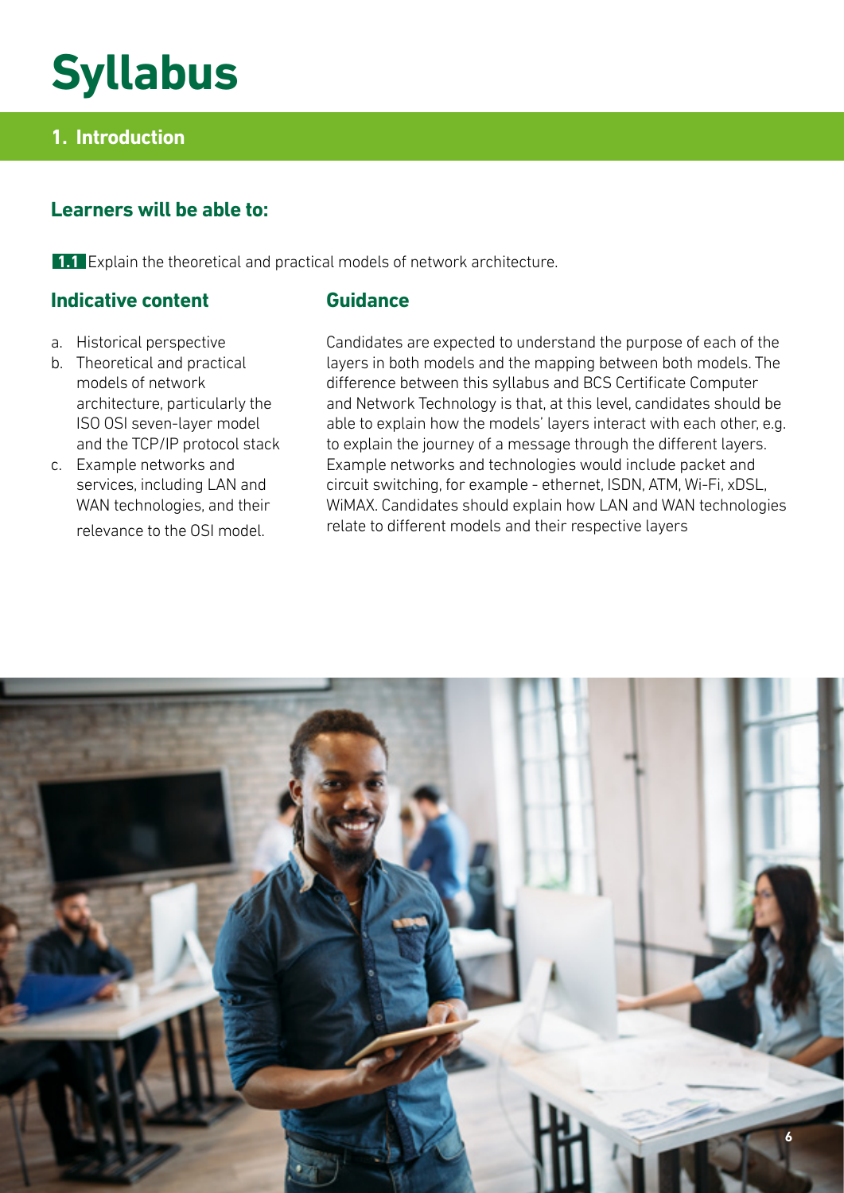# Syllabus

## 1. Introduction

### Learners will be able to:

**1.1** Explain the theoretical and practical models of network architecture.

#### Indicative content

a. Historical perspective
b. Theoretical and practical models of network architecture, particularly the ISO OSI seven-layer model and the TCP/IP protocol stack
c. Example networks and services, including LAN and WAN technologies, and their relevance to the OSI model.

#### Guidance

Candidates are expected to understand the purpose of each of the layers in both models and the mapping between both models. The difference between this syllabus and BCS Certificate Computer and Network Technology is that, at this level, candidates should be able to explain how the models' layers interact with each other, e.g. to explain the journey of a message through the different layers. Example networks and technologies would include packet and circuit switching, for example - ethernet, ISDN, ATM, Wi-Fi, xDSL, WiMAX. Candidates should explain how LAN and WAN technologies relate to different models and their respective layers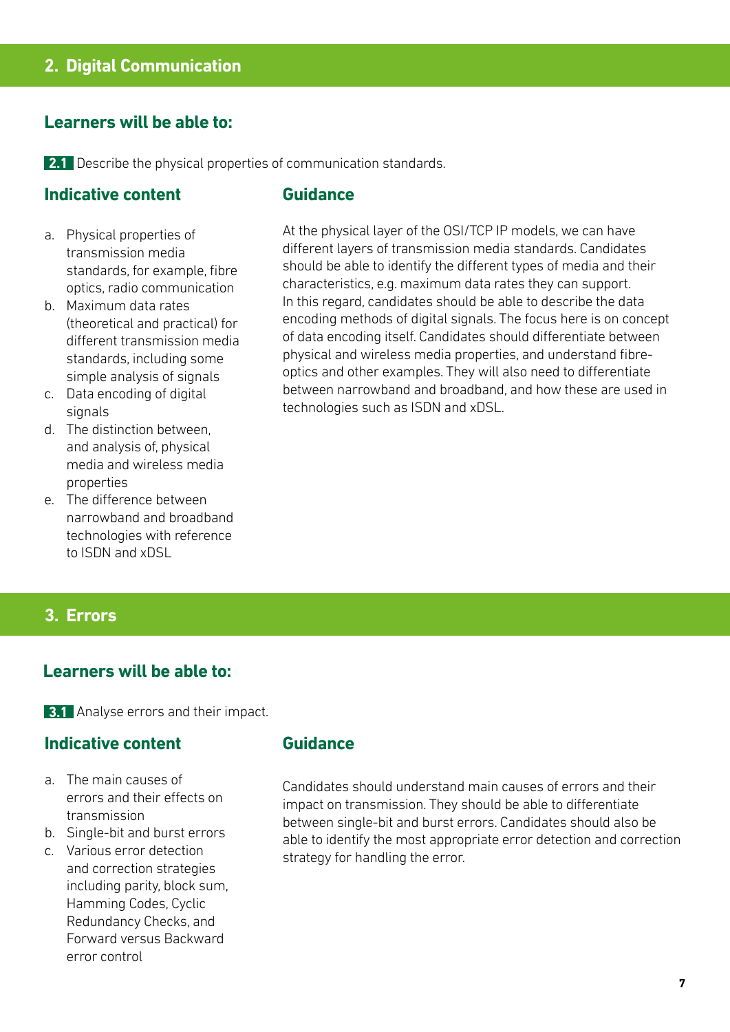## 2. Digital Communication

### Learners will be able to:

**2.1** Describe the physical properties of communication standards.

#### Indicative content

a. Physical properties of transmission media standards, for example, fibre optics, radio communication
b. Maximum data rates (theoretical and practical) for different transmission media standards, including some simple analysis of signals
c. Data encoding of digital signals
d. The distinction between, and analysis of, physical media and wireless media properties
e. The difference between narrowband and broadband technologies with reference to ISDN and xDSL

#### Guidance

At the physical layer of the OSI/TCP IP models, we can have different layers of transmission media standards. Candidates should be able to identify the different types of media and their characteristics, e.g. maximum data rates they can support. In this regard, candidates should be able to describe the data encoding methods of digital signals. The focus here is on concept of data encoding itself. Candidates should differentiate between physical and wireless media properties, and understand fibre-optics and other examples. They will also need to differentiate between narrowband and broadband, and how these are used in technologies such as ISDN and xDSL.

## 3. Errors

### Learners will be able to:

**3.1** Analyse errors and their impact.

#### Indicative content

a. The main causes of errors and their effects on transmission
b. Single-bit and burst errors
c. Various error detection and correction strategies including parity, block sum, Hamming Codes, Cyclic Redundancy Checks, and Forward versus Backward error control

#### Guidance

Candidates should understand main causes of errors and their impact on transmission. They should be able to differentiate between single-bit and burst errors. Candidates should also be able to identify the most appropriate error detection and correction strategy for handling the error.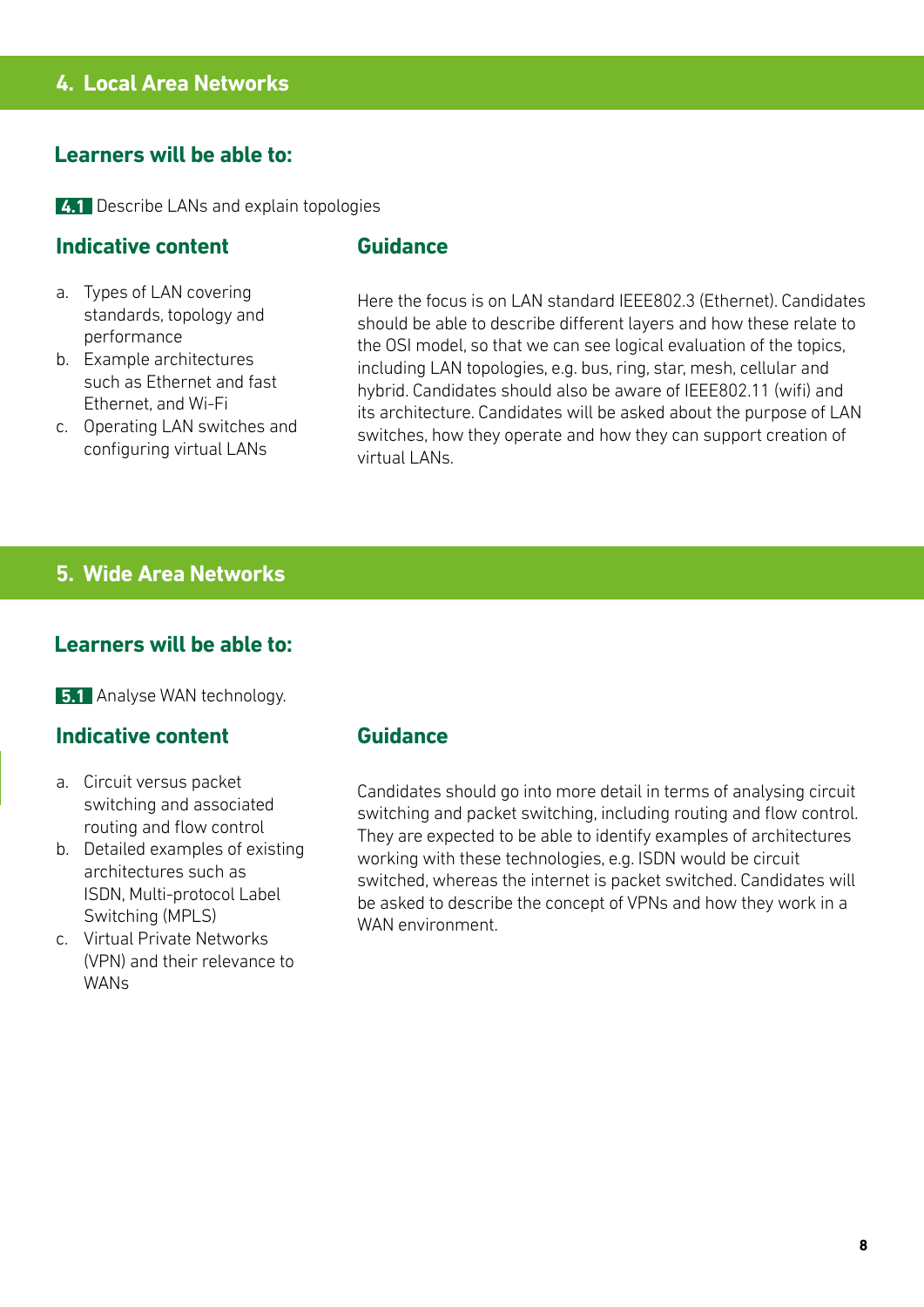## 4. Local Area Networks

### Learners will be able to:

**4.1** Describe LANs and explain topologies

#### Indicative content

a. Types of LAN covering standards, topology and performance
b. Example architectures such as Ethernet and fast Ethernet, and Wi-Fi
c. Operating LAN switches and configuring virtual LANs

#### Guidance

Here the focus is on LAN standard IEEE802.3 (Ethernet). Candidates should be able to describe different layers and how these relate to the OSI model, so that we can see logical evaluation of the topics, including LAN topologies, e.g. bus, ring, star, mesh, cellular and hybrid. Candidates should also be aware of IEEE802.11 (wifi) and its architecture. Candidates will be asked about the purpose of LAN switches, how they operate and how they can support creation of virtual LANs.

## 5. Wide Area Networks

### Learners will be able to:

**5.1** Analyse WAN technology.

#### Indicative content

a. Circuit versus packet switching and associated routing and flow control
b. Detailed examples of existing architectures such as ISDN, Multi-protocol Label Switching (MPLS)
c. Virtual Private Networks (VPN) and their relevance to WANs

#### Guidance

Candidates should go into more detail in terms of analysing circuit switching and packet switching, including routing and flow control. They are expected to be able to identify examples of architectures working with these technologies, e.g. ISDN would be circuit switched, whereas the internet is packet switched. Candidates will be asked to describe the concept of VPNs and how they work in a WAN environment.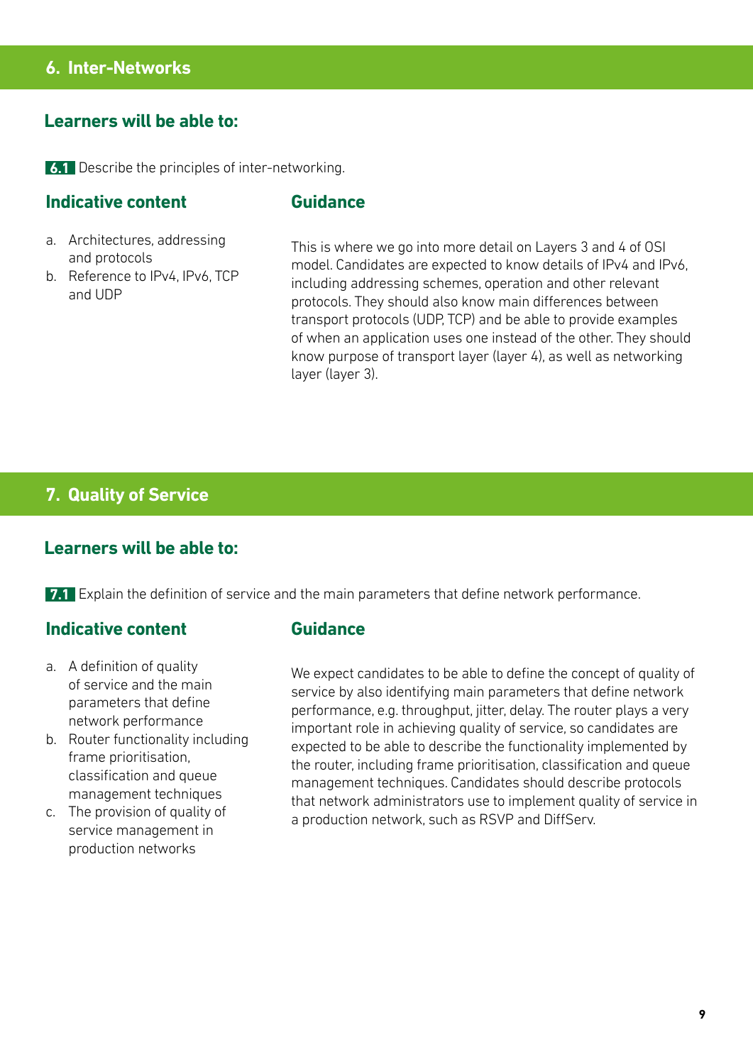## 6. Inter-Networks

### Learners will be able to:

**6.1** Describe the principles of inter-networking.

#### Indicative content

a. Architectures, addressing and protocols
b. Reference to IPv4, IPv6, TCP and UDP

#### Guidance

This is where we go into more detail on Layers 3 and 4 of OSI model. Candidates are expected to know details of IPv4 and IPv6, including addressing schemes, operation and other relevant protocols. They should also know main differences between transport protocols (UDP, TCP) and be able to provide examples of when an application uses one instead of the other. They should know purpose of transport layer (layer 4), as well as networking layer (layer 3).

## 7. Quality of Service

### Learners will be able to:

**7.1** Explain the definition of service and the main parameters that define network performance.

#### Indicative content

a. A definition of quality of service and the main parameters that define network performance
b. Router functionality including frame prioritisation, classification and queue management techniques
c. The provision of quality of service management in production networks

#### Guidance

We expect candidates to be able to define the concept of quality of service by also identifying main parameters that define network performance, e.g. throughput, jitter, delay. The router plays a very important role in achieving quality of service, so candidates are expected to be able to describe the functionality implemented by the router, including frame prioritisation, classification and queue management techniques. Candidates should describe protocols that network administrators use to implement quality of service in a production network, such as RSVP and DiffServ.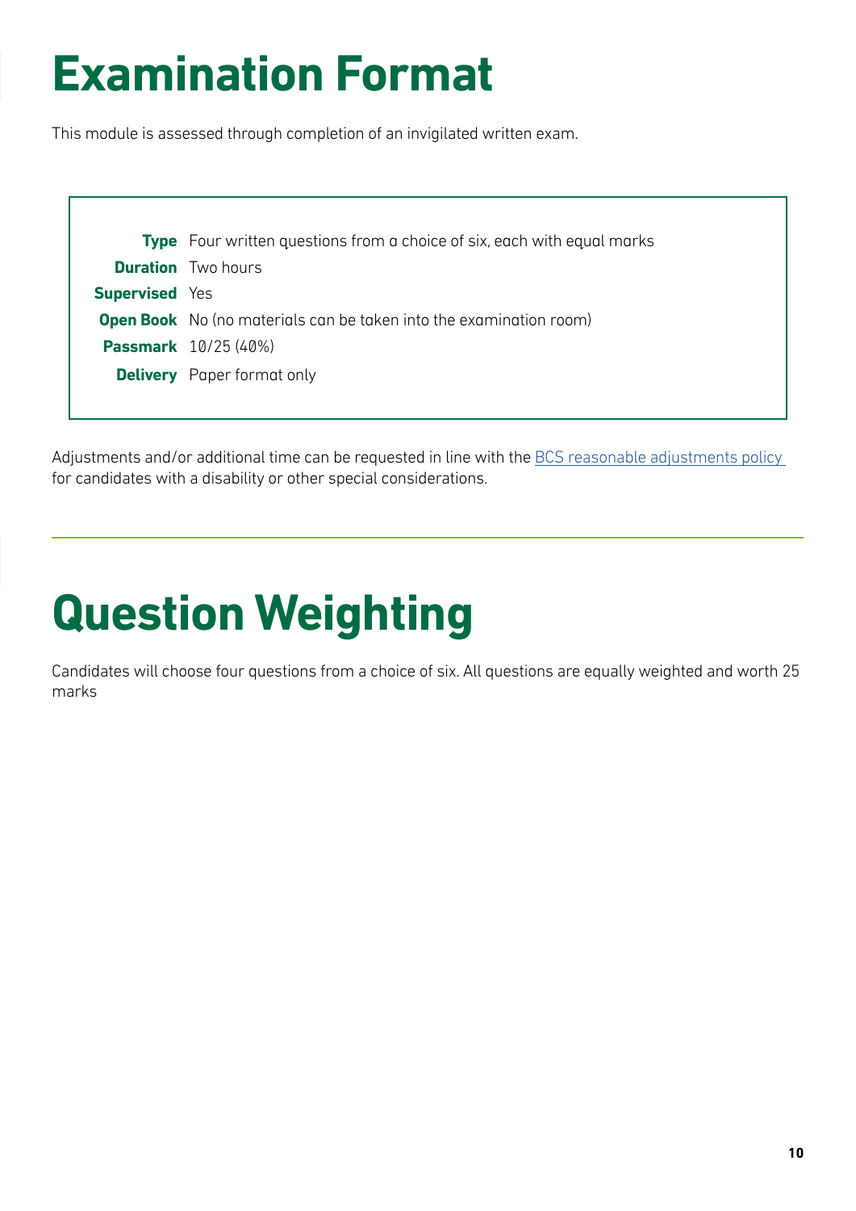# Examination Format

This module is assessed through completion of an invigilated written exam.

| | |
|---|---|
| **Type** | Four written questions from a choice of six, each with equal marks |
| **Duration** | Two hours |
| **Supervised** | Yes |
| **Open Book** | No (no materials can be taken into the examination room) |
| **Passmark** | 10/25 (40%) |
| **Delivery** | Paper format only |

Adjustments and/or additional time can be requested in line with the BCS reasonable adjustments policy for candidates with a disability or other special considerations.

# Question Weighting

Candidates will choose four questions from a choice of six. All questions are equally weighted and worth 25 marks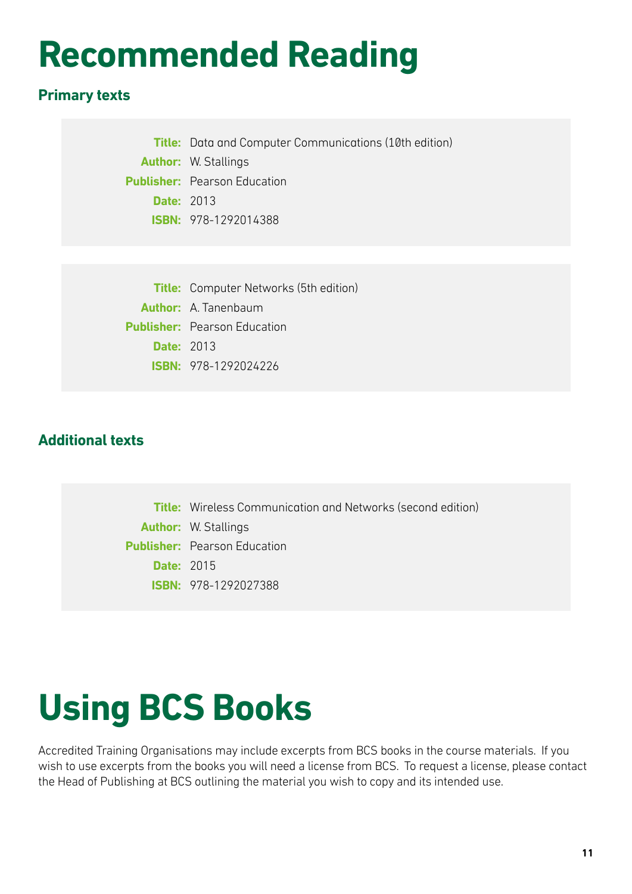# Recommended Reading

## Primary texts

**Title:** Data and Computer Communications (10th edition)
**Author:** W. Stallings
**Publisher:** Pearson Education
**Date:** 2013
**ISBN:** 978-1292014388

**Title:** Computer Networks (5th edition)
**Author:** A. Tanenbaum
**Publisher:** Pearson Education
**Date:** 2013
**ISBN:** 978-1292024226

## Additional texts

**Title:** Wireless Communication and Networks (second edition)
**Author:** W. Stallings
**Publisher:** Pearson Education
**Date:** 2015
**ISBN:** 978-1292027388

# Using BCS Books

Accredited Training Organisations may include excerpts from BCS books in the course materials. If you wish to use excerpts from the books you will need a license from BCS. To request a license, please contact the Head of Publishing at BCS outlining the material you wish to copy and its intended use.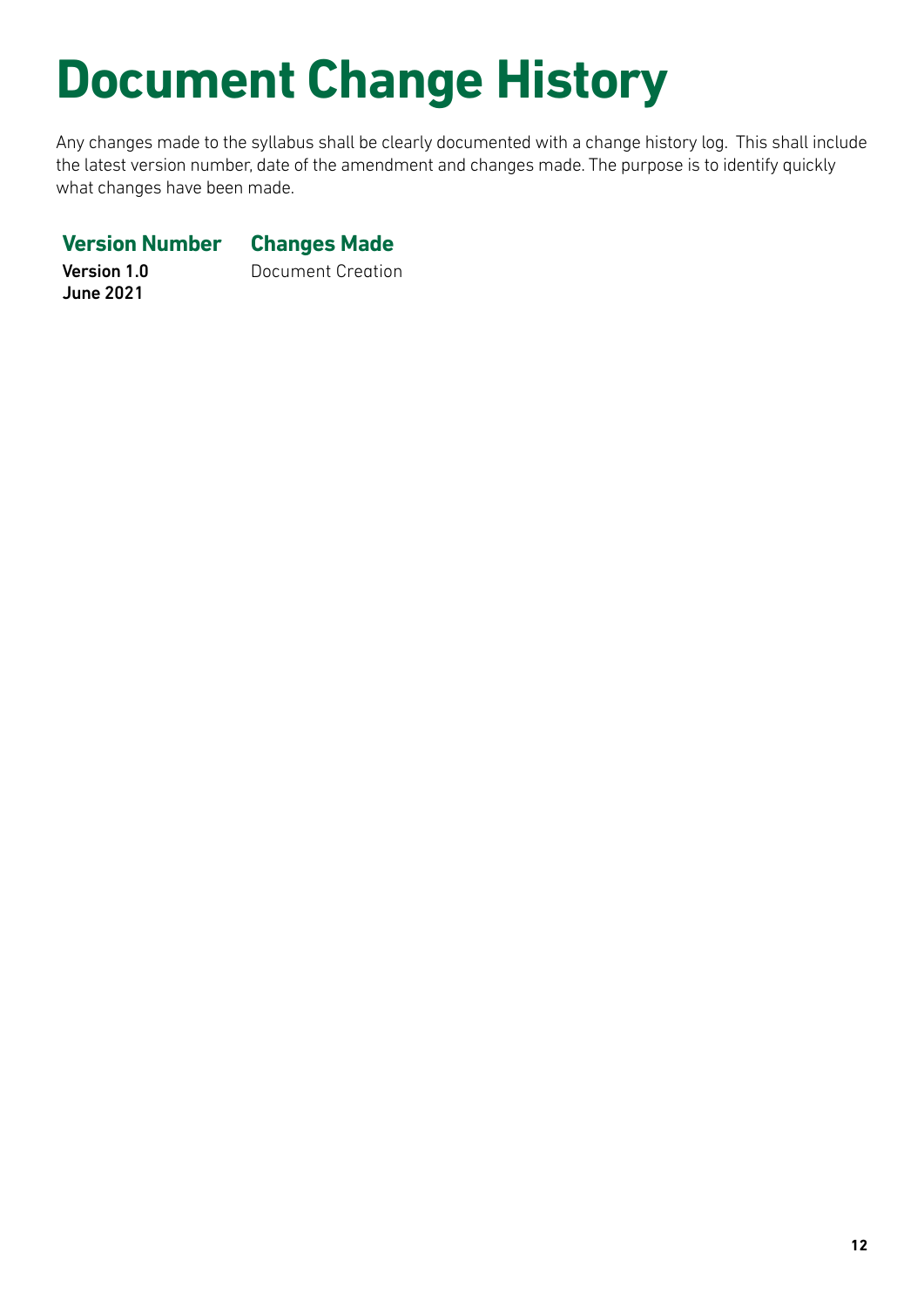# Document Change History

Any changes made to the syllabus shall be clearly documented with a change history log. This shall include the latest version number, date of the amendment and changes made. The purpose is to identify quickly what changes have been made.

| Version Number | Changes Made |
|---|---|
| **Version 1.0**<br>**June 2021** | Document Creation |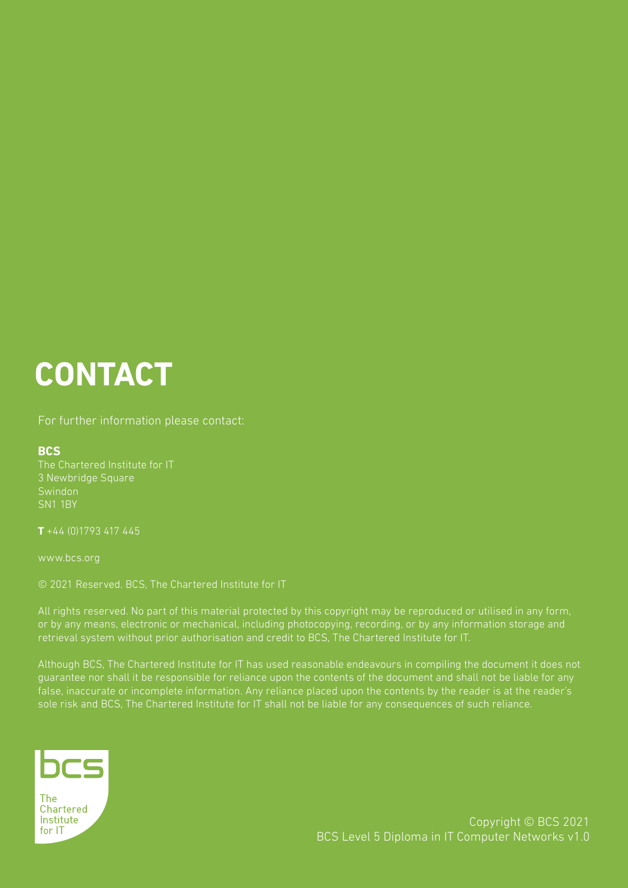# CONTACT

For further information please contact:

**BCS**
The Chartered Institute for IT
3 Newbridge Square
Swindon
SN1 1BY

**T** +44 (0)1793 417 445

www.bcs.org

© 2021 Reserved. BCS, The Chartered Institute for IT

All rights reserved. No part of this material protected by this copyright may be reproduced or utilised in any form, or by any means, electronic or mechanical, including photocopying, recording, or by any information storage and retrieval system without prior authorisation and credit to BCS, The Chartered Institute for IT.

Although BCS, The Chartered Institute for IT has used reasonable endeavours in compiling the document it does not guarantee nor shall it be responsible for reliance upon the contents of the document and shall not be liable for any false, inaccurate or incomplete information. Any reliance placed upon the contents by the reader is at the reader's sole risk and BCS, The Chartered Institute for IT shall not be liable for any consequences of such reliance.

bcs
The Chartered Institute for IT

Copyright © BCS 2021
BCS Level 5 Diploma in IT Computer Networks v1.0